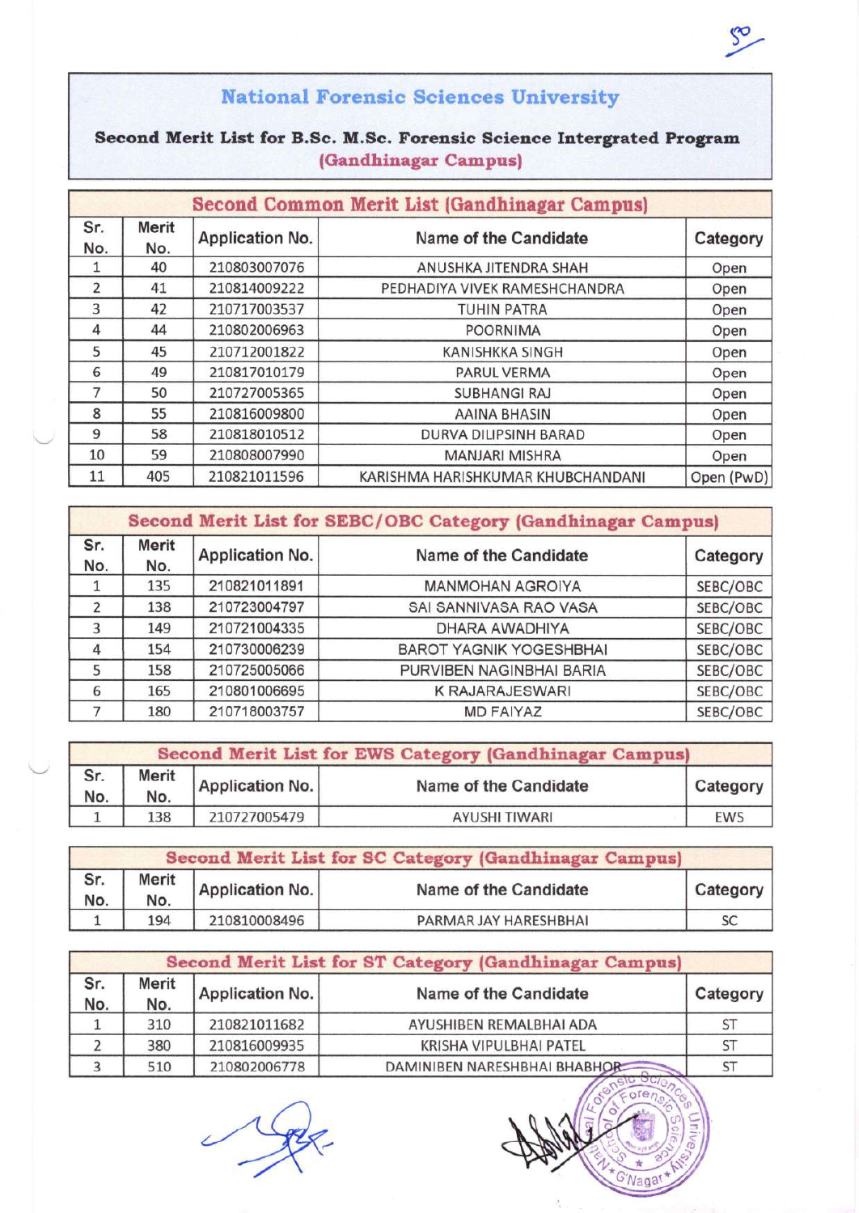# National Forensic Sciences University

## Second Merit List for B.Sc. M.Sc. Forensic Science Intergrated Program (Gandhinagar Campus)

### Second Common Merit List (Gandhinagar Campus)

| Sr. No. | Merit No. | Application No. | Name of the Candidate | Category |
|---|---|---|---|---|
| 1 | 40 | 210803007076 | ANUSHKA JITENDRA SHAH | Open |
| 2 | 41 | 210814009222 | PEDHADIYA VIVEK RAMESHCHANDRA | Open |
| 3 | 42 | 210717003537 | TUHIN PATRA | Open |
| 4 | 44 | 210802006963 | POORNIMA | Open |
| 5 | 45 | 210712001822 | KANISHKKA SINGH | Open |
| 6 | 49 | 210817010179 | PARUL VERMA | Open |
| 7 | 50 | 210727005365 | SUBHANGI RAJ | Open |
| 8 | 55 | 210816009800 | AAINA BHASIN | Open |
| 9 | 58 | 210818010512 | DURVA DILIPSINH BARAD | Open |
| 10 | 59 | 210808007990 | MANJARI MISHRA | Open |
| 11 | 405 | 210821011596 | KARISHMA HARISHKUMAR KHUBCHANDANI | Open (PwD) |

### Second Merit List for SEBC/OBC Category (Gandhinagar Campus)

| Sr. No. | Merit No. | Application No. | Name of the Candidate | Category |
|---|---|---|---|---|
| 1 | 135 | 210821011891 | MANMOHAN AGROIYA | SEBC/OBC |
| 2 | 138 | 210723004797 | SAI SANNIVASA RAO VASA | SEBC/OBC |
| 3 | 149 | 210721004335 | DHARA AWADHIYA | SEBC/OBC |
| 4 | 154 | 210730006239 | BAROT YAGNIK YOGESHBHAI | SEBC/OBC |
| 5 | 158 | 210725005066 | PURVIBEN NAGINBHAI BARIA | SEBC/OBC |
| 6 | 165 | 210801006695 | K RAJARAJESWARI | SEBC/OBC |
| 7 | 180 | 210718003757 | MD FAIYAZ | SEBC/OBC |

### Second Merit List for EWS Category (Gandhinagar Campus)

| Sr. No. | Merit No. | Application No. | Name of the Candidate | Category |
|---|---|---|---|---|
| 1 | 138 | 210727005479 | AYUSHI TIWARI | EWS |

### Second Merit List for SC Category (Gandhinagar Campus)

| Sr. No. | Merit No. | Application No. | Name of the Candidate | Category |
|---|---|---|---|---|
| 1 | 194 | 210810008496 | PARMAR JAY HARESHBHAI | SC |

### Second Merit List for ST Category (Gandhinagar Campus)

| Sr. No. | Merit No. | Application No. | Name of the Candidate | Category |
|---|---|---|---|---|
| 1 | 310 | 210821011682 | AYUSHIBEN REMALBHAI ADA | ST |
| 2 | 380 | 210816009935 | KRISHA VIPULBHAI PATEL | ST |
| 3 | 510 | 210802006778 | DAMINIBEN NARESHBHAI BHABHOR | ST |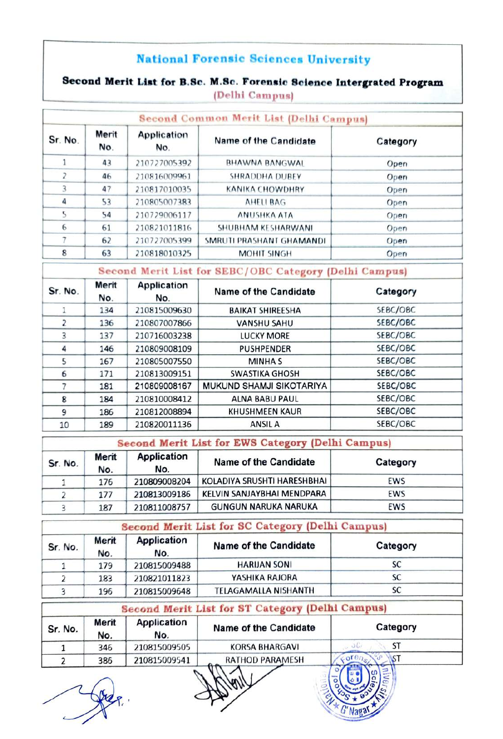# National Forensic Sciences University

## Second Merit List for B.Sc. M.Sc. Forensic Science Intergrated Program

(Delhi Campus)

### Second Common Merit List (Delhi Campus)

| Sr. No. | Merit No. | Application No. | Name of the Candidate | Category |
|---|---|---|---|---|
| 1 | 43 | 210727005392 | BHAWNA BANGWAL | Open |
| 2 | 46 | 210816009961 | SHRADDHA DUBEY | Open |
| 3 | 47 | 210817010035 | KANIKA CHOWDHRY | Open |
| 4 | 53 | 210805007383 | AHELI BAG | Open |
| 5 | 54 | 210729006117 | ANUSHKA ATA | Open |
| 6 | 61 | 210821011816 | SHUBHAM KESHARWANI | Open |
| 7 | 62 | 210727005399 | SMRUTI PRASHANT GHAMANDI | Open |
| 8 | 63 | 210818010325 | MOHIT SINGH | Open |

### Second Merit List for SEBC/OBC Category (Delhi Campus)

| Sr. No. | Merit No. | Application No. | Name of the Candidate | Category |
|---|---|---|---|---|
| 1 | 134 | 210815009630 | BAIKAT SHIREESHA | SEBC/OBC |
| 2 | 136 | 210807007866 | VANSHU SAHU | SEBC/OBC |
| 3 | 137 | 210716003238 | LUCKY MORE | SEBC/OBC |
| 4 | 146 | 210809008109 | PUSHPENDER | SEBC/OBC |
| 5 | 167 | 210805007550 | MINHA S | SEBC/OBC |
| 6 | 171 | 210813009151 | SWASTIKA GHOSH | SEBC/OBC |
| 7 | 181 | 210809008167 | MUKUND SHAMJI SIKOTARIYA | SEBC/OBC |
| 8 | 184 | 210810008412 | ALNA BABU PAUL | SEBC/OBC |
| 9 | 186 | 210812008894 | KHUSHMEEN KAUR | SEBC/OBC |
| 10 | 189 | 210820011136 | ANSIL A | SEBC/OBC |

### Second Merit List for EWS Category (Delhi Campus)

| Sr. No. | Merit No. | Application No. | Name of the Candidate | Category |
|---|---|---|---|---|
| 1 | 176 | 210809008204 | KOLADIYA SRUSHTI HARESHBHAI | EWS |
| 2 | 177 | 210813009186 | KELVIN SANJAYBHAI MENDPARA | EWS |
| 3 | 187 | 210811008757 | GUNGUN NARUKA NARUKA | EWS |

### Second Merit List for SC Category (Delhi Campus)

| Sr. No. | Merit No. | Application No. | Name of the Candidate | Category |
|---|---|---|---|---|
| 1 | 179 | 210815009488 | HARIJAN SONI | SC |
| 2 | 183 | 210821011823 | YASHIKA RAJORA | SC |
| 3 | 196 | 210815009648 | TELAGAMALLA NISHANTH | SC |

### Second Merit List for ST Category (Delhi Campus)

| Sr. No. | Merit No. | Application No. | Name of the Candidate | Category |
|---|---|---|---|---|
| 1 | 346 | 210815009505 | KORSA BHARGAVI | ST |
| 2 | 386 | 210815009541 | RATHOD PARAMESH | ST |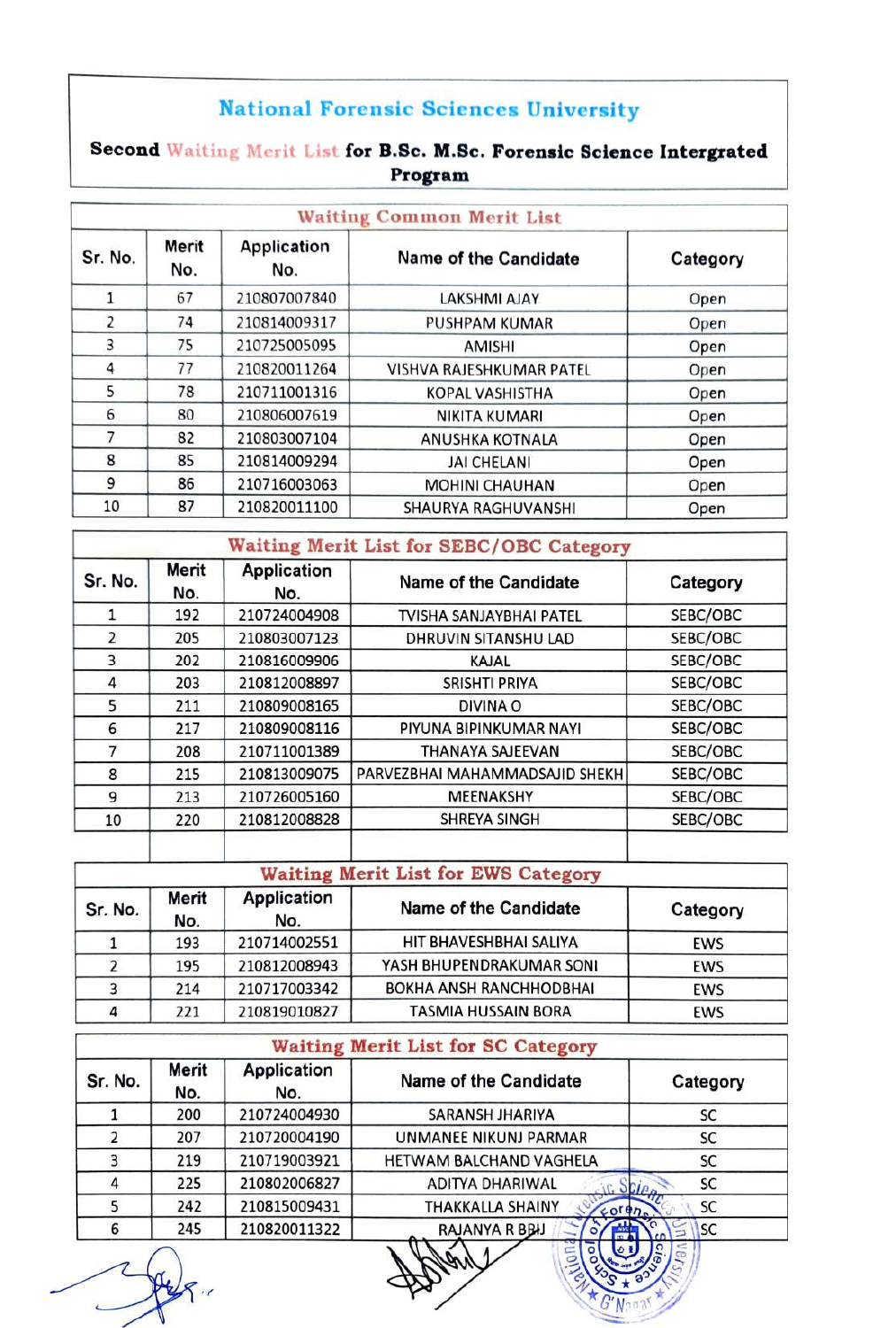# National Forensic Sciences University

**Second Waiting Merit List for B.Sc. M.Sc. Forensic Science Intergrated Program**

## Waiting Common Merit List

| Sr. No. | Merit No. | Application No. | Name of the Candidate | Category |
|---|---|---|---|---|
| 1 | 67 | 210807007840 | LAKSHMI AJAY | Open |
| 2 | 74 | 210814009317 | PUSHPAM KUMAR | Open |
| 3 | 75 | 210725005095 | AMISHI | Open |
| 4 | 77 | 210820011264 | VISHVA RAJESHKUMAR PATEL | Open |
| 5 | 78 | 210711001316 | KOPAL VASHISTHA | Open |
| 6 | 80 | 210806007619 | NIKITA KUMARI | Open |
| 7 | 82 | 210803007104 | ANUSHKA KOTNALA | Open |
| 8 | 85 | 210814009294 | JAI CHELANI | Open |
| 9 | 86 | 210716003063 | MOHINI CHAUHAN | Open |
| 10 | 87 | 210820011100 | SHAURYA RAGHUVANSHI | Open |

## Waiting Merit List for SEBC/OBC Category

| Sr. No. | Merit No. | Application No. | Name of the Candidate | Category |
|---|---|---|---|---|
| 1 | 192 | 210724004908 | TVISHA SANJAYBHAI PATEL | SEBC/OBC |
| 2 | 205 | 210803007123 | DHRUVIN SITANSHU LAD | SEBC/OBC |
| 3 | 202 | 210816009906 | KAJAL | SEBC/OBC |
| 4 | 203 | 210812008897 | SRISHTI PRIYA | SEBC/OBC |
| 5 | 211 | 210809008165 | DIVINA O | SEBC/OBC |
| 6 | 217 | 210809008116 | PIYUNA BIPINKUMAR NAYI | SEBC/OBC |
| 7 | 208 | 210711001389 | THANAYA SAJEEVAN | SEBC/OBC |
| 8 | 215 | 210813009075 | PARVEZBHAI MAHAMMADSAJID SHEKH | SEBC/OBC |
| 9 | 213 | 210726005160 | MEENAKSHY | SEBC/OBC |
| 10 | 220 | 210812008828 | SHREYA SINGH | SEBC/OBC |
| | | | | |

## Waiting Merit List for EWS Category

| Sr. No. | Merit No. | Application No. | Name of the Candidate | Category |
|---|---|---|---|---|
| 1 | 193 | 210714002551 | HIT BHAVESHBHAI SALIYA | EWS |
| 2 | 195 | 210812008943 | YASH BHUPENDRAKUMAR SONI | EWS |
| 3 | 214 | 210717003342 | BOKHA ANSH RANCHHODBHAI | EWS |
| 4 | 221 | 210819010827 | TASMIA HUSSAIN BORA | EWS |

## Waiting Merit List for SC Category

| Sr. No. | Merit No. | Application No. | Name of the Candidate | Category |
|---|---|---|---|---|
| 1 | 200 | 210724004930 | SARANSH JHARIYA | SC |
| 2 | 207 | 210720004190 | UNMANEE NIKUNJ PARMAR | SC |
| 3 | 219 | 210719003921 | HETWAM BALCHAND VAGHELA | SC |
| 4 | 225 | 210802006827 | ADITYA DHARIWAL | SC |
| 5 | 242 | 210815009431 | THAKKALLA SHAINY | SC |
| 6 | 245 | 210820011322 | RAJANYA R BRIJ | SC |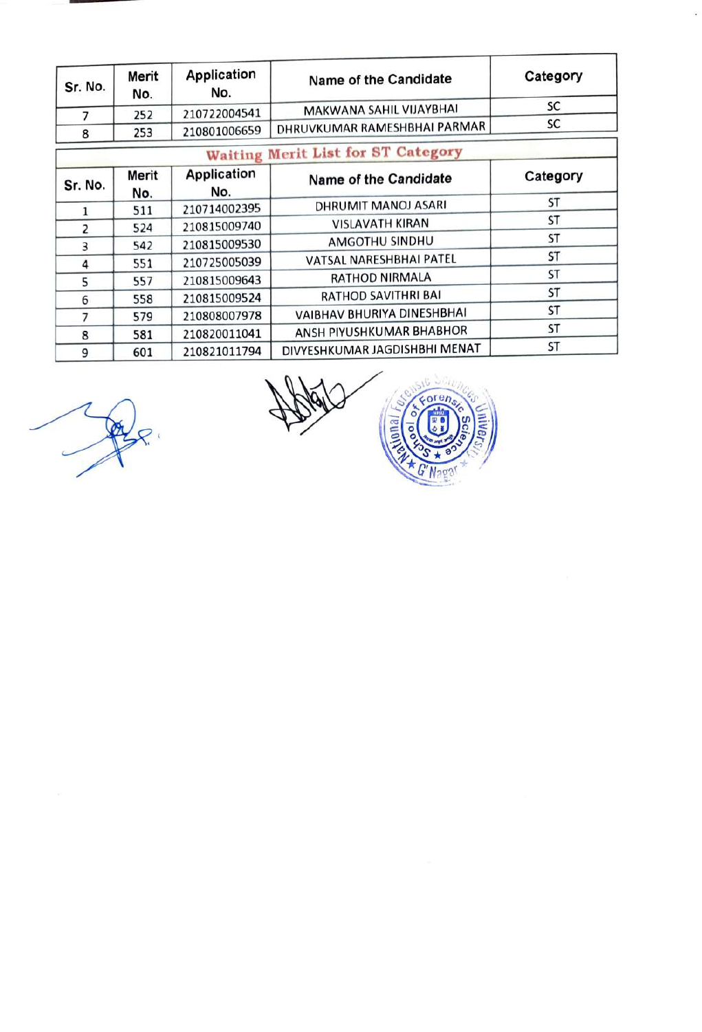| Sr. No. | Merit No. | Application No. | Name of the Candidate | Category |
|---|---|---|---|---|
| 7 | 252 | 210722004541 | MAKWANA SAHIL VIJAYBHAI | SC |
| 8 | 253 | 210801006659 | DHRUVKUMAR RAMESHBHAI PARMAR | SC |

## Waiting Merit List for ST Category

| Sr. No. | Merit No. | Application No. | Name of the Candidate | Category |
|---|---|---|---|---|
| 1 | 511 | 210714002395 | DHRUMIT MANOJ ASARI | ST |
| 2 | 524 | 210815009740 | VISLAVATH KIRAN | ST |
| 3 | 542 | 210815009530 | AMGOTHU SINDHU | ST |
| 4 | 551 | 210725005039 | VATSAL NARESHBHAI PATEL | ST |
| 5 | 557 | 210815009643 | RATHOD NIRMALA | ST |
| 6 | 558 | 210815009524 | RATHOD SAVITHRI BAI | ST |
| 7 | 579 | 210808007978 | VAIBHAV BHURIYA DINESHBHAI | ST |
| 8 | 581 | 210820011041 | ANSH PIYUSHKUMAR BHABHOR | ST |
| 9 | 601 | 210821011794 | DIVYESHKUMAR JAGDISHBHI MENAT | ST |